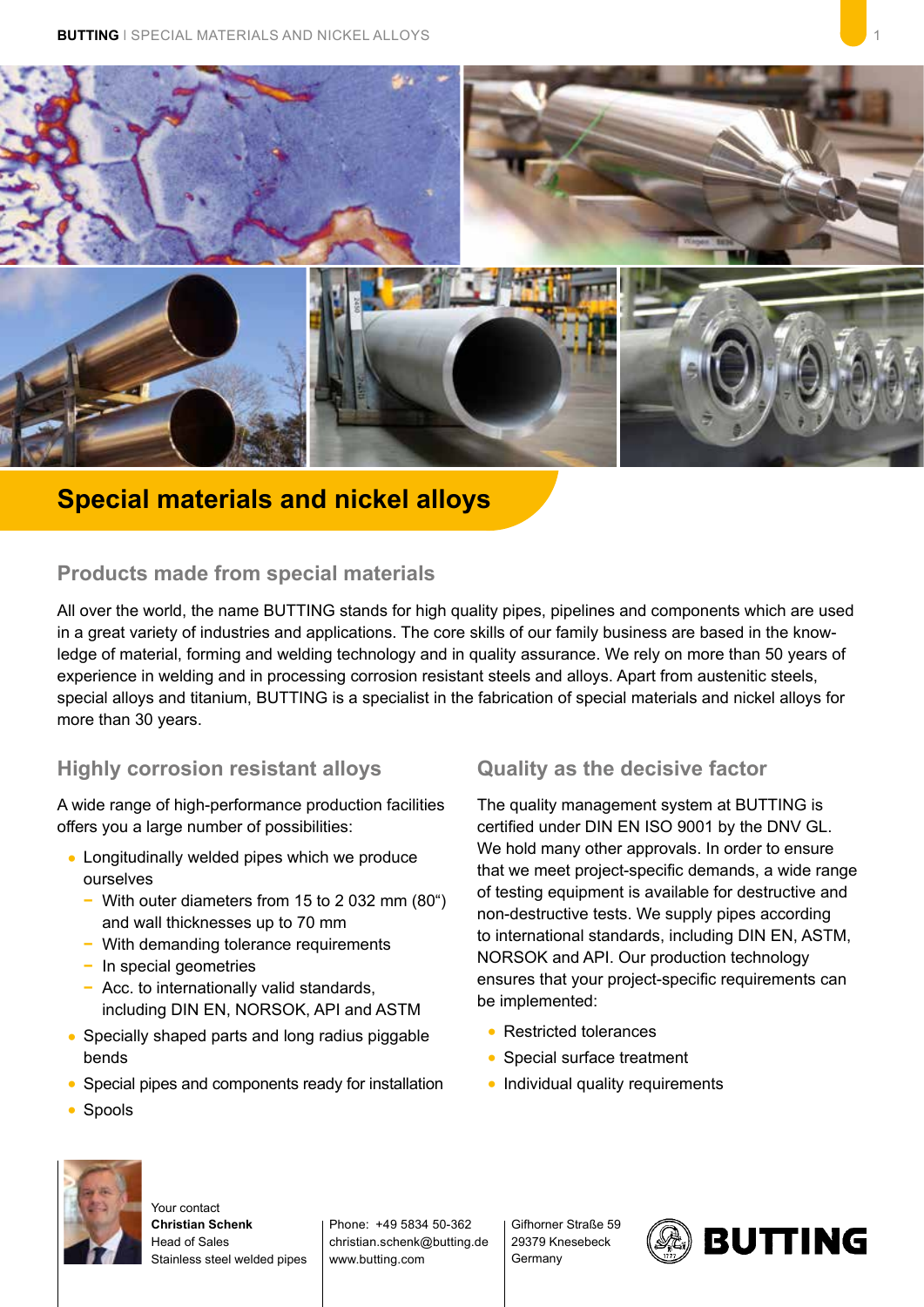# Special materials and nickel alloys

## Products made from special materials

All over the world, the name BUTTING stands for high quality pipes, pipelines and components which are used in a great variety of industries and applications. The core skills of our family business are based in the knowledge of material, forming and welding technology and in quality assurance. We rely on more than 50 years of experience in welding and in processing corrosion resistant steels and alloys. Apart from austenitic steels, special alloys and titanium, BUTTING is a specialist in the fabrication of special materials and nickel alloys for more than 30 years.

## Highly corrosion resistant alloys

A wide range of high-performance production facilities offers you a large number of possibilities:

- Longitudinally welded pipes which we produce ourselves
  - With outer diameters from 15 to 2 032 mm (80“) and wall thicknesses up to 70 mm
  - With demanding tolerance requirements
  - In special geometries
  - Acc. to internationally valid standards, including DIN EN, NORSOK, API and ASTM
- Specially shaped parts and long radius piggable bends
- Special pipes and components ready for installation
- Spools

## Quality as the decisive factor

The quality management system at BUTTING is certified under DIN EN ISO 9001 by the DNV GL. We hold many other approvals. In order to ensure that we meet project-specific demands, a wide range of testing equipment is available for destructive and non-destructive tests. We supply pipes according to international standards, including DIN EN, ASTM, NORSOK and API. Our production technology ensures that your project-specific requirements can be implemented:

- Restricted tolerances
- Special surface treatment
- Individual quality requirements

Your contact
**Christian Schenk**
Head of Sales
Stainless steel welded pipes

Phone: +49 5834 50-362
christian.schenk@butting.de
www.butting.com

Gifhorner Straße 59
29379 Knesebeck
Germany

BUTTING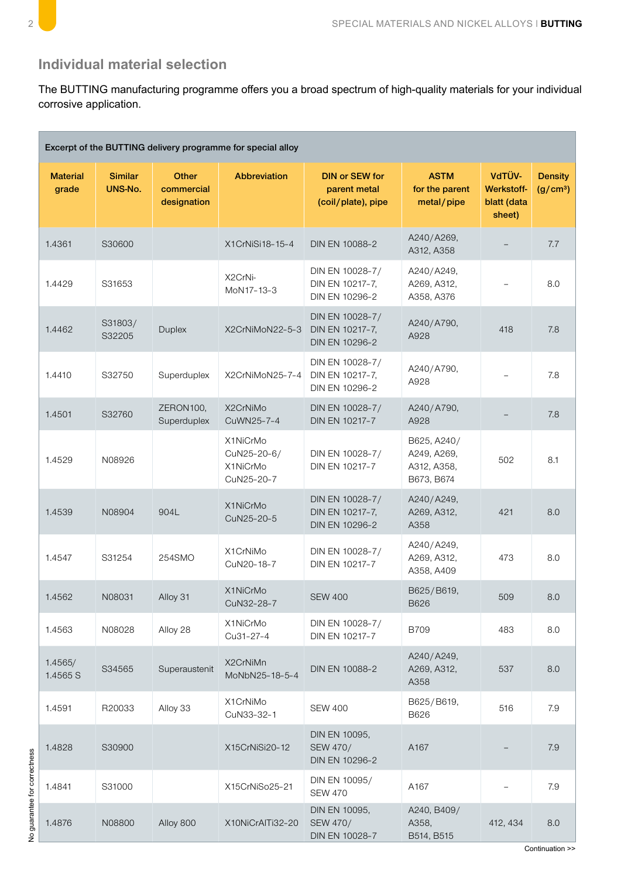## Individual material selection

The BUTTING manufacturing programme offers you a broad spectrum of high-quality materials for your individual corrosive application.

| Excerpt of the BUTTING delivery programme for special alloy | | | | | | | |
|---|---|---|---|---|---|---|---|
| **Material grade** | **Similar UNS-No.** | **Other commercial designation** | **Abbreviation** | **DIN or SEW for parent metal (coil/plate), pipe** | **ASTM for the parent metal/pipe** | **VdTÜV-Werkstoff-blatt (data sheet)** | **Density (g/cm³)** |
| 1.4361 | S30600 | | X1CrNiSi18-15-4 | DIN EN 10088-2 | A240/A269, A312, A358 | – | 7.7 |
| 1.4429 | S31653 | | X2CrNi-MoN17-13-3 | DIN EN 10028-7/ DIN EN 10217-7, DIN EN 10296-2 | A240/A249, A269, A312, A358, A376 | – | 8.0 |
| 1.4462 | S31803/ S32205 | Duplex | X2CrNiMoN22-5-3 | DIN EN 10028-7/ DIN EN 10217-7, DIN EN 10296-2 | A240/A790, A928 | 418 | 7.8 |
| 1.4410 | S32750 | Superduplex | X2CrNiMoN25-7-4 | DIN EN 10028-7/ DIN EN 10217-7, DIN EN 10296-2 | A240/A790, A928 | – | 7.8 |
| 1.4501 | S32760 | ZERON100, Superduplex | X2CrNiMo CuWN25-7-4 | DIN EN 10028-7/ DIN EN 10217-7 | A240/A790, A928 | – | 7.8 |
| 1.4529 | N08926 | | X1NiCrMo CuN25-20-6/ X1NiCrMo CuN25-20-7 | DIN EN 10028-7/ DIN EN 10217-7 | B625, A240/ A249, A269, A312, A358, B673, B674 | 502 | 8.1 |
| 1.4539 | N08904 | 904L | X1NiCrMo CuN25-20-5 | DIN EN 10028-7/ DIN EN 10217-7, DIN EN 10296-2 | A240/A249, A269, A312, A358 | 421 | 8.0 |
| 1.4547 | S31254 | 254SMO | X1CrNiMo CuN20-18-7 | DIN EN 10028-7/ DIN EN 10217-7 | A240/A249, A269, A312, A358, A409 | 473 | 8.0 |
| 1.4562 | N08031 | Alloy 31 | X1NiCrMo CuN32-28-7 | SEW 400 | B625/B619, B626 | 509 | 8.0 |
| 1.4563 | N08028 | Alloy 28 | X1NiCrMo Cu31-27-4 | DIN EN 10028-7/ DIN EN 10217-7 | B709 | 483 | 8.0 |
| 1.4565/ 1.4565 S | S34565 | Superaustenit | X2CrNiMn MoNbN25-18-5-4 | DIN EN 10088-2 | A240/A249, A269, A312, A358 | 537 | 8.0 |
| 1.4591 | R20033 | Alloy 33 | X1CrNiMo CuN33-32-1 | SEW 400 | B625/B619, B626 | 516 | 7.9 |
| 1.4828 | S30900 | | X15CrNiSi20-12 | DIN EN 10095, SEW 470/ DIN EN 10296-2 | A167 | – | 7.9 |
| 1.4841 | S31000 | | X15CrNiSo25-21 | DIN EN 10095/ SEW 470 | A167 | – | 7.9 |
| 1.4876 | N08800 | Alloy 800 | X10NiCrAlTi32-20 | DIN EN 10095, SEW 470/ DIN EN 10028-7 | A240, B409/ A358, B514, B515 | 412, 434 | 8.0 |

No guarantee for correctness

Continuation >>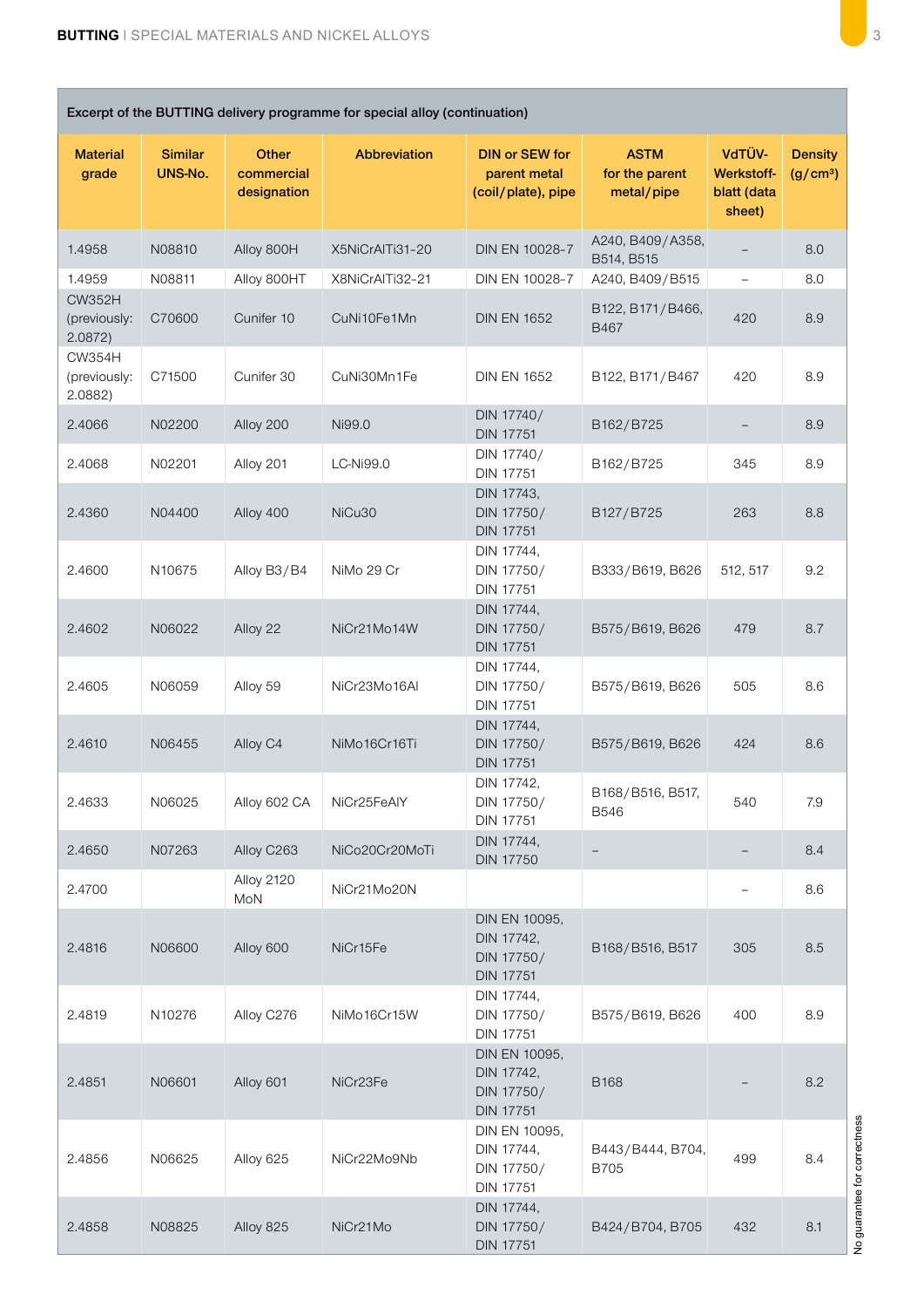| Excerpt of the BUTTING delivery programme for special alloy (continuation) | | | | | | | |
|---|---|---|---|---|---|---|---|
| **Material grade** | **Similar UNS-No.** | **Other commercial designation** | **Abbreviation** | **DIN or SEW for parent metal (coil/plate), pipe** | **ASTM for the parent metal/pipe** | **VdTÜV-Werkstoff-blatt (data sheet)** | **Density (g/cm³)** |
| 1.4958 | N08810 | Alloy 800H | X5NiCrAlTi31-20 | DIN EN 10028-7 | A240, B409/A358, B514, B515 | – | 8.0 |
| 1.4959 | N08811 | Alloy 800HT | X8NiCrAlTi32-21 | DIN EN 10028-7 | A240, B409/B515 | – | 8.0 |
| CW352H (previously: 2.0872) | C70600 | Cunifer 10 | CuNi10Fe1Mn | DIN EN 1652 | B122, B171/B466, B467 | 420 | 8.9 |
| CW354H (previously: 2.0882) | C71500 | Cunifer 30 | CuNi30Mn1Fe | DIN EN 1652 | B122, B171/B467 | 420 | 8.9 |
| 2.4066 | N02200 | Alloy 200 | Ni99.0 | DIN 17740/ DIN 17751 | B162/B725 | – | 8.9 |
| 2.4068 | N02201 | Alloy 201 | LC-Ni99.0 | DIN 17740/ DIN 17751 | B162/B725 | 345 | 8.9 |
| 2.4360 | N04400 | Alloy 400 | NiCu30 | DIN 17743, DIN 17750/ DIN 17751 | B127/B725 | 263 | 8.8 |
| 2.4600 | N10675 | Alloy B3/B4 | NiMo 29 Cr | DIN 17744, DIN 17750/ DIN 17751 | B333/B619, B626 | 512, 517 | 9.2 |
| 2.4602 | N06022 | Alloy 22 | NiCr21Mo14W | DIN 17744, DIN 17750/ DIN 17751 | B575/B619, B626 | 479 | 8.7 |
| 2.4605 | N06059 | Alloy 59 | NiCr23Mo16Al | DIN 17744, DIN 17750/ DIN 17751 | B575/B619, B626 | 505 | 8.6 |
| 2.4610 | N06455 | Alloy C4 | NiMo16Cr16Ti | DIN 17744, DIN 17750/ DIN 17751 | B575/B619, B626 | 424 | 8.6 |
| 2.4633 | N06025 | Alloy 602 CA | NiCr25FeAlY | DIN 17742, DIN 17750/ DIN 17751 | B168/B516, B517, B546 | 540 | 7.9 |
| 2.4650 | N07263 | Alloy C263 | NiCo20Cr20MoTi | DIN 17744, DIN 17750 | – | – | 8.4 |
| 2.4700 | | Alloy 2120 MoN | NiCr21Mo20N | | | – | 8.6 |
| 2.4816 | N06600 | Alloy 600 | NiCr15Fe | DIN EN 10095, DIN 17742, DIN 17750/ DIN 17751 | B168/B516, B517 | 305 | 8.5 |
| 2.4819 | N10276 | Alloy C276 | NiMo16Cr15W | DIN 17744, DIN 17750/ DIN 17751 | B575/B619, B626 | 400 | 8.9 |
| 2.4851 | N06601 | Alloy 601 | NiCr23Fe | DIN EN 10095, DIN 17742, DIN 17750/ DIN 17751 | B168 | – | 8.2 |
| 2.4856 | N06625 | Alloy 625 | NiCr22Mo9Nb | DIN EN 10095, DIN 17744, DIN 17750/ DIN 17751 | B443/B444, B704, B705 | 499 | 8.4 |
| 2.4858 | N08825 | Alloy 825 | NiCr21Mo | DIN 17744, DIN 17750/ DIN 17751 | B424/B704, B705 | 432 | 8.1 |

No guarantee for correctness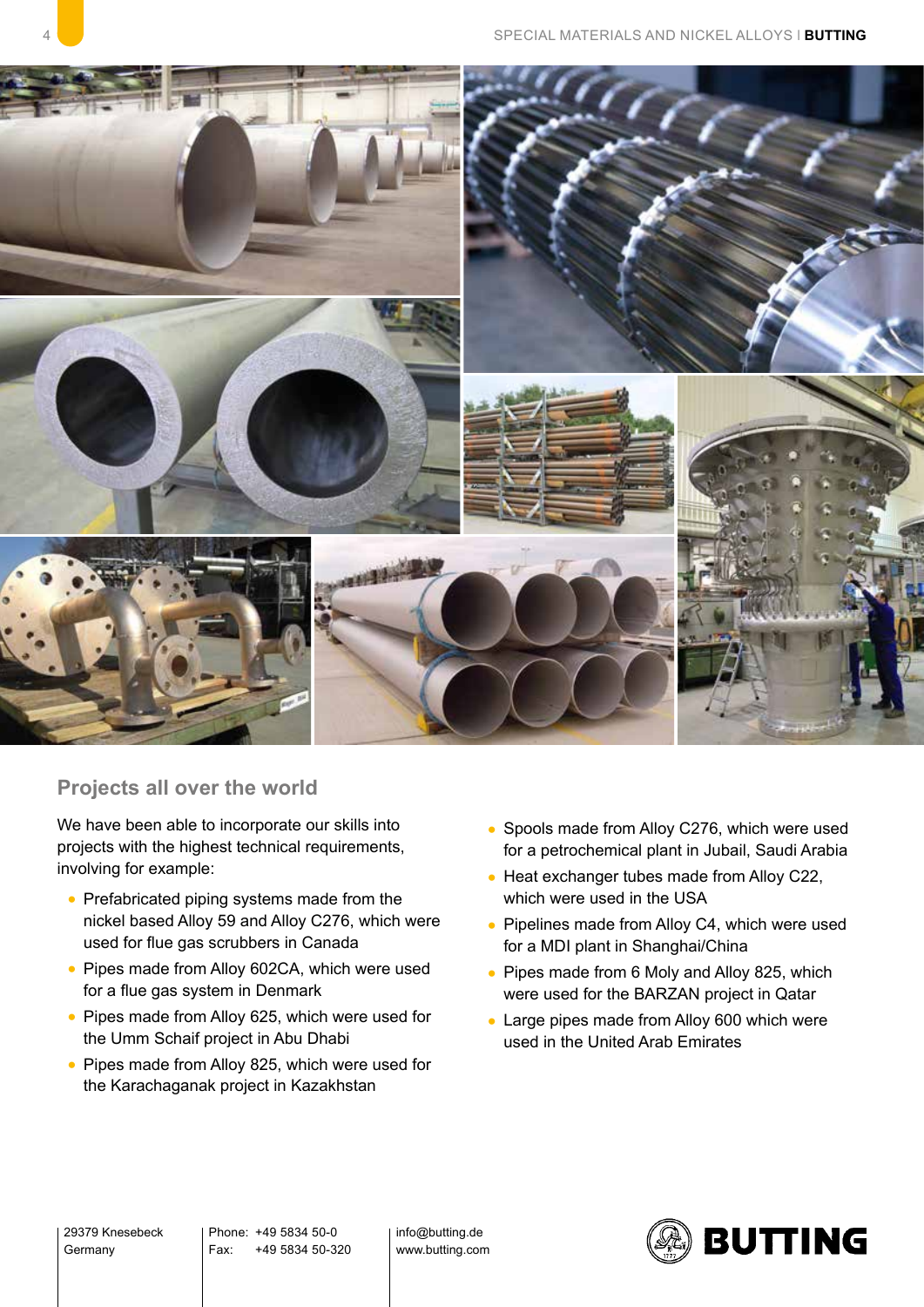## Projects all over the world

We have been able to incorporate our skills into projects with the highest technical requirements, involving for example:

- Prefabricated piping systems made from the nickel based Alloy 59 and Alloy C276, which were used for flue gas scrubbers in Canada
- Pipes made from Alloy 602CA, which were used for a flue gas system in Denmark
- Pipes made from Alloy 625, which were used for the Umm Schaif project in Abu Dhabi
- Pipes made from Alloy 825, which were used for the Karachaganak project in Kazakhstan
- Spools made from Alloy C276, which were used for a petrochemical plant in Jubail, Saudi Arabia
- Heat exchanger tubes made from Alloy C22, which were used in the USA
- Pipelines made from Alloy C4, which were used for a MDI plant in Shanghai/China
- Pipes made from 6 Moly and Alloy 825, which were used for the BARZAN project in Qatar
- Large pipes made from Alloy 600 which were used in the United Arab Emirates

29379 Knesebeck
Germany

Phone: +49 5834 50-0
Fax: +49 5834 50-320

info@butting.de
www.butting.com

BUTTING